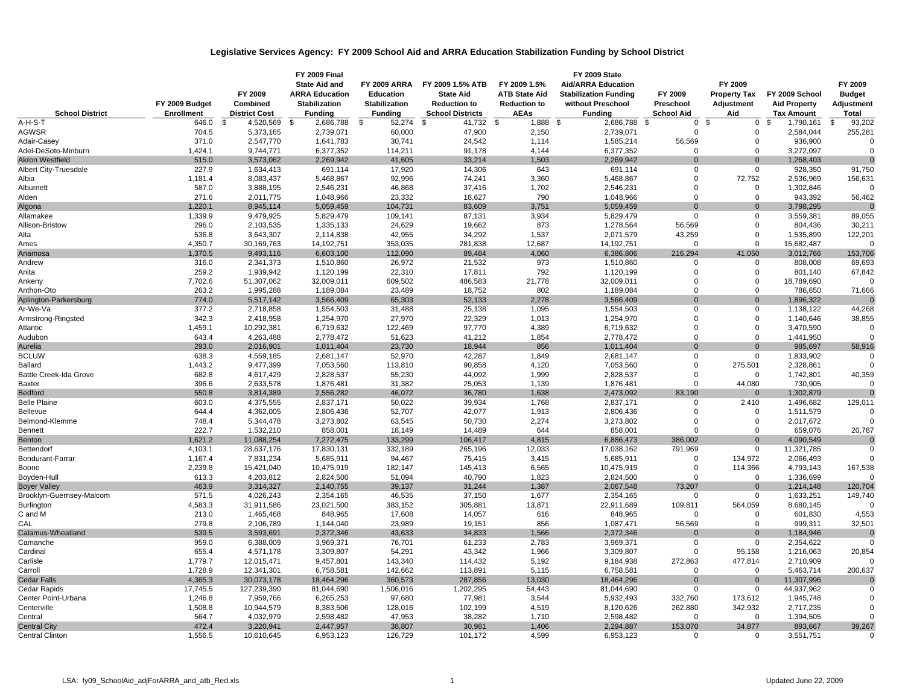## Legislative Services Agency: FY 2009 School Aid and ARRA Education Stabilization Funding by School District

| School District | FY 2009 Budget Enrollment | FY 2009 Combined District Cost | FY 2009 Final State Aid and ARRA Education Stabilization Funding | FY 2009 ARRA Education Stabilization Funding | FY 2009 1.5% ATB State Aid Reduction to School Districts | FY 2009 1.5% ATB State Aid Reduction to AEAs | FY 2009 State Aid/ARRA Education Stabilization Funding without Preschool Funding | FY 2009 Preschool School Aid | FY 2009 Property Tax Adjustment Aid | FY 2009 School Aid Property Tax Amount | FY 2009 Budget Adjustment Total |
|---|---|---|---|---|---|---|---|---|---|---|---|
| A-H-S-T | 646.0 | $ 4,520,569 | $ 2,686,788 | $ 52,274 | $ 41,732 | $ 1,888 | $ 2,686,788 | $ 0 | $ 0 | $ 1,790,161 | $ 93,202 |
| AGWSR | 704.5 | 5,373,165 | 2,739,071 | 60,000 | 47,900 | 2,150 | 2,739,071 | 0 | 0 | 2,584,044 | 255,281 |
| Adair-Casey | 371.0 | 2,547,770 | 1,641,783 | 30,741 | 24,542 | 1,114 | 1,585,214 | 56,569 | 0 | 936,900 | 0 |
| Adel-DeSoto-Minburn | 1,424.1 | 9,744,771 | 6,377,352 | 114,211 | 91,178 | 4,144 | 6,377,352 | 0 | 0 | 3,272,097 | 0 |
| Akron Westfield | 515.0 | 3,573,062 | 2,269,942 | 41,605 | 33,214 | 1,503 | 2,269,942 | 0 | 0 | 1,268,403 | 0 |
| Albert City-Truesdale | 227.9 | 1,634,413 | 691,114 | 17,920 | 14,306 | 643 | 691,114 | 0 | 0 | 928,350 | 91,750 |
| Albia | 1,181.4 | 8,083,437 | 5,468,867 | 92,996 | 74,241 | 3,360 | 5,468,867 | 0 | 72,752 | 2,536,969 | 156,631 |
| Alburnett | 587.0 | 3,888,195 | 2,546,231 | 46,868 | 37,416 | 1,702 | 2,546,231 | 0 | 0 | 1,302,846 | 0 |
| Alden | 271.6 | 2,011,775 | 1,048,966 | 23,332 | 18,627 | 790 | 1,048,966 | 0 | 0 | 943,392 | 56,462 |
| Algona | 1,220.1 | 8,945,114 | 5,059,459 | 104,731 | 83,609 | 3,751 | 5,059,459 | 0 | 0 | 3,798,295 | 0 |
| Allamakee | 1,339.9 | 9,479,925 | 5,829,479 | 109,141 | 87,131 | 3,934 | 5,829,479 | 0 | 0 | 3,559,381 | 89,055 |
| Allison-Bristow | 296.0 | 2,103,535 | 1,335,133 | 24,629 | 19,662 | 873 | 1,278,564 | 56,569 | 0 | 804,436 | 30,211 |
| Alta | 536.8 | 3,643,307 | 2,114,838 | 42,955 | 34,292 | 1,537 | 2,071,579 | 43,259 | 0 | 1,535,899 | 122,201 |
| Ames | 4,350.7 | 30,169,763 | 14,192,751 | 353,035 | 281,838 | 12,687 | 14,192,751 | 0 | 0 | 15,682,487 | 0 |
| Anamosa | 1,370.5 | 9,493,116 | 6,603,100 | 112,090 | 89,484 | 4,060 | 6,386,806 | 216,294 | 41,050 | 3,012,766 | 153,706 |
| Andrew | 316.0 | 2,341,373 | 1,510,860 | 26,972 | 21,532 | 973 | 1,510,860 | 0 | 0 | 808,008 | 69,693 |
| Anita | 259.2 | 1,939,942 | 1,120,199 | 22,310 | 17,811 | 792 | 1,120,199 | 0 | 0 | 801,140 | 67,842 |
| Ankeny | 7,702.6 | 51,307,062 | 32,009,011 | 609,502 | 486,583 | 21,778 | 32,009,011 | 0 | 0 | 18,789,690 | 0 |
| Anthon-Oto | 263.2 | 1,995,288 | 1,189,084 | 23,489 | 18,752 | 802 | 1,189,084 | 0 | 0 | 786,650 | 71,666 |
| Aplington-Parkersburg | 774.0 | 5,517,142 | 3,566,409 | 65,303 | 52,133 | 2,278 | 3,566,409 | 0 | 0 | 1,896,322 | 0 |
| Ar-We-Va | 377.2 | 2,718,858 | 1,554,503 | 31,488 | 25,138 | 1,095 | 1,554,503 | 0 | 0 | 1,138,122 | 44,268 |
| Armstrong-Ringsted | 342.3 | 2,418,958 | 1,254,970 | 27,970 | 22,329 | 1,013 | 1,254,970 | 0 | 0 | 1,140,646 | 38,855 |
| Atlantic | 1,459.1 | 10,292,381 | 6,719,632 | 122,469 | 97,770 | 4,389 | 6,719,632 | 0 | 0 | 3,470,590 | 0 |
| Audubon | 643.4 | 4,263,488 | 2,778,472 | 51,623 | 41,212 | 1,854 | 2,778,472 | 0 | 0 | 1,441,950 | 0 |
| Aurelia | 293.0 | 2,016,901 | 1,011,404 | 23,730 | 18,944 | 856 | 1,011,404 | 0 | 0 | 985,697 | 58,916 |
| BCLUW | 638.3 | 4,559,185 | 2,681,147 | 52,970 | 42,287 | 1,849 | 2,681,147 | 0 | 0 | 1,833,902 | 0 |
| Ballard | 1,443.2 | 9,477,399 | 7,053,560 | 113,810 | 90,858 | 4,120 | 7,053,560 | 0 | 275,501 | 2,328,861 | 0 |
| Battle Creek-Ida Grove | 682.8 | 4,617,429 | 2,828,537 | 55,230 | 44,092 | 1,999 | 2,828,537 | 0 | 0 | 1,742,801 | 40,359 |
| Baxter | 396.6 | 2,633,578 | 1,876,481 | 31,382 | 25,053 | 1,139 | 1,876,481 | 0 | 44,080 | 730,905 | 0 |
| Bedford | 550.8 | 3,814,389 | 2,556,282 | 46,072 | 36,780 | 1,638 | 2,473,092 | 83,190 | 0 | 1,302,879 | 0 |
| Belle Plaine | 603.0 | 4,375,555 | 2,837,171 | 50,022 | 39,934 | 1,768 | 2,837,171 | 0 | 2,410 | 1,496,682 | 129,011 |
| Bellevue | 644.4 | 4,362,005 | 2,806,436 | 52,707 | 42,077 | 1,913 | 2,806,436 | 0 | 0 | 1,511,579 | 0 |
| Belmond-Klemme | 748.4 | 5,344,478 | 3,273,802 | 63,545 | 50,730 | 2,274 | 3,273,802 | 0 | 0 | 2,017,672 | 0 |
| Bennett | 222.7 | 1,532,210 | 858,001 | 18,149 | 14,489 | 644 | 858,001 | 0 | 0 | 659,076 | 20,787 |
| Benton | 1,621.2 | 11,088,254 | 7,272,475 | 133,299 | 106,417 | 4,815 | 6,886,473 | 386,002 | 0 | 4,090,549 | 0 |
| Bettendorf | 4,103.1 | 28,637,176 | 17,830,131 | 332,189 | 265,196 | 12,033 | 17,038,162 | 791,969 | 0 | 11,321,785 | 0 |
| Bondurant-Farrar | 1,167.4 | 7,831,234 | 5,685,911 | 94,467 | 75,415 | 3,415 | 5,685,911 | 0 | 134,972 | 2,066,493 | 0 |
| Boone | 2,239.8 | 15,421,040 | 10,475,919 | 182,147 | 145,413 | 6,565 | 10,475,919 | 0 | 114,366 | 4,793,143 | 167,538 |
| Boyden-Hull | 613.3 | 4,203,812 | 2,824,500 | 51,094 | 40,790 | 1,823 | 2,824,500 | 0 | 0 | 1,336,699 | 0 |
| Boyer Valley | 463.9 | 3,314,327 | 2,140,755 | 39,137 | 31,244 | 1,387 | 2,067,548 | 73,207 | 0 | 1,214,148 | 120,704 |
| Brooklyn-Guernsey-Malcom | 571.5 | 4,026,243 | 2,354,165 | 46,535 | 37,150 | 1,677 | 2,354,165 | 0 | 0 | 1,633,251 | 149,740 |
| Burlington | 4,583.3 | 31,911,586 | 23,021,500 | 383,152 | 305,881 | 13,871 | 22,911,689 | 109,811 | 564,059 | 8,680,145 | 0 |
| C and M | 213.0 | 1,465,468 | 848,965 | 17,608 | 14,057 | 616 | 848,965 | 0 | 0 | 601,830 | 4,553 |
| CAL | 279.8 | 2,106,789 | 1,144,040 | 23,989 | 19,151 | 856 | 1,087,471 | 56,569 | 0 | 999,311 | 32,501 |
| Calamus-Wheatland | 539.5 | 3,593,691 | 2,372,346 | 43,633 | 34,833 | 1,566 | 2,372,346 | 0 | 0 | 1,184,946 | 0 |
| Camanche | 959.0 | 6,388,009 | 3,969,371 | 76,701 | 61,233 | 2,783 | 3,969,371 | 0 | 0 | 2,354,622 | 0 |
| Cardinal | 655.4 | 4,571,178 | 3,309,807 | 54,291 | 43,342 | 1,966 | 3,309,807 | 0 | 95,158 | 1,216,063 | 20,854 |
| Carlisle | 1,779.7 | 12,015,471 | 9,457,801 | 143,340 | 114,432 | 5,192 | 9,184,938 | 272,863 | 477,814 | 2,710,909 | 0 |
| Carroll | 1,728.9 | 12,341,301 | 6,758,581 | 142,662 | 113,891 | 5,115 | 6,758,581 | 0 | 0 | 5,463,714 | 200,637 |
| Cedar Falls | 4,365.3 | 30,073,178 | 18,464,296 | 360,573 | 287,856 | 13,030 | 18,464,296 | 0 | 0 | 11,307,996 | 0 |
| Cedar Rapids | 17,745.5 | 127,239,390 | 81,044,690 | 1,506,016 | 1,202,295 | 54,443 | 81,044,690 | 0 | 0 | 44,937,962 | 0 |
| Center Point-Urbana | 1,246.8 | 7,959,766 | 6,265,253 | 97,680 | 77,981 | 3,544 | 5,932,493 | 332,760 | 173,612 | 1,945,748 | 0 |
| Centerville | 1,508.8 | 10,944,579 | 8,383,506 | 128,016 | 102,199 | 4,519 | 8,120,626 | 262,880 | 342,932 | 2,717,235 | 0 |
| Central | 564.7 | 4,032,979 | 2,598,482 | 47,953 | 38,282 | 1,710 | 2,598,482 | 0 | 0 | 1,394,505 | 0 |
| Central City | 472.4 | 3,220,941 | 2,447,957 | 38,807 | 30,981 | 1,406 | 2,294,887 | 153,070 | 34,877 | 893,667 | 39,267 |
| Central Clinton | 1,556.5 | 10,610,645 | 6,953,123 | 126,729 | 101,172 | 4,599 | 6,953,123 | 0 | 0 | 3,551,751 | 0 |

LSA: fy09_SchoolAid_adjForARRA_and_atb_Red.xls

Updated June 22, 2009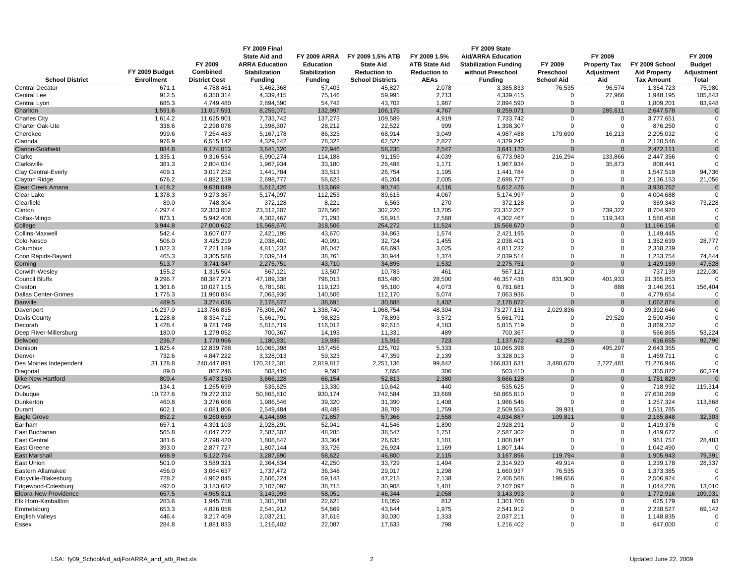| School District | FY 2009 Budget Enrollment | FY 2009 Combined District Cost | FY 2009 Final State Aid and ARRA Education Stabilization Funding | FY 2009 ARRA Education Stabilization Funding | FY 2009 1.5% ATB State Aid Reduction to School Districts | FY 2009 1.5% ATB State Aid Reduction to AEAs | FY 2009 State Aid/ARRA Education Stabilization Funding without Preschool Funding | FY 2009 Preschool School Aid | FY 2009 Property Tax Adjustment Aid | FY 2009 School Aid Property Tax Amount | FY 2009 Budget Adjustment Total |
|---|---|---|---|---|---|---|---|---|---|---|---|
| Central Decatur | 671.1 | 4,788,461 | 3,462,368 | 57,403 | 45,827 | 2,078 | 3,385,833 | 76,535 | 96,574 | 1,354,723 | 75,980 |
| Central Lee | 912.5 | 6,350,314 | 4,339,415 | 75,146 | 59,991 | 2,713 | 4,339,415 | 0 | 27,966 | 1,948,195 | 105,843 |
| Central Lyon | 685.3 | 4,749,480 | 2,894,590 | 54,742 | 43,702 | 1,987 | 2,894,590 | 0 | 0 | 1,809,201 | 83,948 |
| Chariton | 1,591.6 | 11,017,591 | 8,259,071 | 132,997 | 106,175 | 4,767 | 8,259,071 | 0 | 285,611 | 2,647,578 | 0 |
| Charles City | 1,614.2 | 11,625,901 | 7,733,742 | 137,273 | 109,589 | 4,919 | 7,733,742 | 0 | 0 | 3,777,651 | 0 |
| Charter Oak-Ute | 338.6 | 2,298,078 | 1,398,307 | 28,212 | 22,522 | 999 | 1,398,307 | 0 | 0 | 876,250 | 0 |
| Cherokee | 999.6 | 7,264,483 | 5,167,178 | 86,323 | 68,914 | 3,049 | 4,987,488 | 179,690 | 16,213 | 2,205,032 | 0 |
| Clarinda | 976.9 | 6,515,142 | 4,329,242 | 78,322 | 62,527 | 2,827 | 4,329,242 | 0 | 0 | 2,120,546 | 0 |
| Clarion-Goldfield | 884.8 | 6,174,013 | 3,641,120 | 72,946 | 58,235 | 2,547 | 3,641,120 | 0 | 0 | 2,472,111 | 0 |
| Clarke | 1,335.1 | 9,316,534 | 6,990,274 | 114,188 | 91,159 | 4,039 | 6,773,980 | 216,294 | 133,866 | 2,447,356 | 0 |
| Clarksville | 381.3 | 2,804,034 | 1,967,934 | 33,180 | 26,488 | 1,171 | 1,967,934 | 0 | 35,873 | 808,441 | 0 |
| Clay Central-Everly | 409.1 | 3,017,252 | 1,441,784 | 33,513 | 26,754 | 1,195 | 1,441,784 | 0 | 0 | 1,547,519 | 94,736 |
| Clayton Ridge | 676.2 | 4,882,139 | 2,698,777 | 56,623 | 45,204 | 2,005 | 2,698,777 | 0 | 0 | 2,136,153 | 21,056 |
| Clear Creek Amana | 1,418.2 | 9,638,049 | 5,612,426 | 113,669 | 90,745 | 4,116 | 5,612,426 | 0 | 0 | 3,930,762 | 0 |
| Clear Lake | 1,378.3 | 9,273,367 | 5,174,997 | 112,253 | 89,615 | 4,067 | 5,174,997 | 0 | 0 | 4,004,688 | 0 |
| Clearfield | 89.0 | 748,304 | 372,128 | 8,221 | 6,563 | 270 | 372,128 | 0 | 0 | 369,343 | 73,228 |
| Clinton | 4,297.4 | 32,333,052 | 23,312,207 | 378,566 | 302,220 | 13,705 | 23,312,207 | 0 | 739,322 | 8,704,920 | 0 |
| Colfax-Mingo | 873.1 | 5,942,408 | 4,302,467 | 71,293 | 56,915 | 2,568 | 4,302,467 | 0 | 119,343 | 1,580,458 | 0 |
| College | 3,944.8 | 27,000,622 | 15,568,670 | 318,506 | 254,272 | 11,524 | 15,568,670 | 0 | 0 | 11,166,156 | 0 |
| Collins-Maxwell | 542.4 | 3,607,077 | 2,421,195 | 43,670 | 34,863 | 1,574 | 2,421,195 | 0 | 0 | 1,149,445 | 0 |
| Colo-Nesco | 506.0 | 3,425,219 | 2,038,401 | 40,991 | 32,724 | 1,455 | 2,038,401 | 0 | 0 | 1,352,639 | 28,777 |
| Columbus | 1,022.3 | 7,221,189 | 4,811,232 | 86,047 | 68,693 | 3,025 | 4,811,232 | 0 | 0 | 2,338,239 | 0 |
| Coon Rapids-Bayard | 465.3 | 3,305,586 | 2,039,514 | 38,761 | 30,944 | 1,374 | 2,039,514 | 0 | 0 | 1,233,754 | 74,844 |
| Corning | 513.7 | 3,741,347 | 2,275,751 | 43,710 | 34,895 | 1,532 | 2,275,751 | 0 | 0 | 1,429,169 | 47,528 |
| Corwith-Wesley | 155.2 | 1,315,504 | 567,121 | 13,507 | 10,783 | 461 | 567,121 | 0 | 0 | 737,139 | 122,030 |
| Council Bluffs | 9,296.7 | 68,387,271 | 47,189,338 | 796,013 | 635,480 | 28,500 | 46,357,438 | 831,900 | 401,933 | 21,365,853 | 0 |
| Creston | 1,361.6 | 10,027,115 | 6,781,681 | 119,123 | 95,100 | 4,073 | 6,781,681 | 0 | 888 | 3,146,261 | 156,404 |
| Dallas Center-Grimes | 1,775.3 | 11,960,834 | 7,063,936 | 140,506 | 112,170 | 5,074 | 7,063,936 | 0 | 0 | 4,779,654 | 0 |
| Danville | 489.5 | 3,274,036 | 2,178,872 | 38,691 | 30,888 | 1,402 | 2,178,872 | 0 | 0 | 1,062,874 | 0 |
| Davenport | 16,237.0 | 113,786,835 | 75,306,967 | 1,338,740 | 1,068,754 | 48,304 | 73,277,131 | 2,029,836 | 0 | 39,392,646 | 0 |
| Davis County | 1,228.8 | 8,334,712 | 5,661,791 | 98,823 | 78,893 | 3,572 | 5,661,791 | 0 | 29,520 | 2,590,456 | 0 |
| Decorah | 1,428.4 | 9,781,749 | 5,815,719 | 116,012 | 92,615 | 4,183 | 5,815,719 | 0 | 0 | 3,869,232 | 0 |
| Deep River-Millersburg | 180.0 | 1,279,052 | 700,367 | 14,193 | 11,331 | 489 | 700,367 | 0 | 0 | 566,865 | 53,224 |
| Delwood | 236.7 | 1,770,966 | 1,180,931 | 19,936 | 15,916 | 723 | 1,137,672 | 43,259 | 0 | 616,655 | 92,796 |
| Denison | 1,825.4 | 12,839,788 | 10,065,398 | 157,456 | 125,702 | 5,333 | 10,065,398 | 0 | 495,297 | 2,643,355 | 0 |
| Denver | 732.6 | 4,847,222 | 3,328,013 | 59,323 | 47,359 | 2,139 | 3,328,013 | 0 | 0 | 1,469,711 | 0 |
| Des Moines Independent | 31,128.8 | 240,447,891 | 170,312,301 | 2,819,812 | 2,251,136 | 99,842 | 166,831,631 | 3,480,670 | 2,727,481 | 71,276,946 | 0 |
| Diagonal | 89.0 | 867,246 | 503,410 | 9,592 | 7,658 | 306 | 503,410 | 0 | 0 | 355,872 | 60,374 |
| Dike-New Hartford | 809.4 | 5,473,150 | 3,666,128 | 66,154 | 52,813 | 2,380 | 3,666,128 | 0 | 0 | 1,751,829 | 0 |
| Dows | 134.1 | 1,265,699 | 535,625 | 13,330 | 10,642 | 440 | 535,625 | 0 | 0 | 718,992 | 119,314 |
| Dubuque | 10,727.6 | 79,272,332 | 50,865,810 | 930,174 | 742,584 | 33,669 | 50,865,810 | 0 | 0 | 27,630,269 | 0 |
| Dunkerton | 460.8 | 3,276,668 | 1,986,546 | 39,320 | 31,390 | 1,408 | 1,986,546 | 0 | 0 | 1,257,324 | 113,868 |
| Durant | 602.1 | 4,081,806 | 2,549,484 | 48,488 | 38,709 | 1,759 | 2,509,553 | 39,931 | 0 | 1,531,785 | 0 |
| Eagle Grove | 852.2 | 6,260,659 | 4,144,698 | 71,857 | 57,366 | 2,558 | 4,034,887 | 109,811 | 0 | 2,165,848 | 32,303 |
| Earlham | 657.1 | 4,391,103 | 2,928,291 | 52,041 | 41,546 | 1,890 | 2,928,291 | 0 | 0 | 1,419,376 | 0 |
| East Buchanan | 565.8 | 4,047,272 | 2,587,302 | 48,285 | 38,547 | 1,751 | 2,587,302 | 0 | 0 | 1,419,672 | 0 |
| East Central | 381.6 | 2,798,420 | 1,808,847 | 33,364 | 26,635 | 1,181 | 1,808,847 | 0 | 0 | 961,757 | 28,483 |
| East Greene | 393.0 | 2,877,727 | 1,807,144 | 33,726 | 26,924 | 1,169 | 1,807,144 | 0 | 0 | 1,042,490 | 0 |
| East Marshall | 698.9 | 5,122,754 | 3,287,690 | 58,622 | 46,800 | 2,115 | 3,167,896 | 119,794 | 0 | 1,905,943 | 79,391 |
| East Union | 501.0 | 3,589,321 | 2,364,834 | 42,250 | 33,729 | 1,494 | 2,314,920 | 49,914 | 0 | 1,239,178 | 28,337 |
| Eastern Allamakee | 456.0 | 3,064,637 | 1,737,472 | 36,348 | 29,017 | 1,298 | 1,660,937 | 76,535 | 0 | 1,373,385 | 0 |
| Eddyville-Blakesburg | 728.2 | 4,962,845 | 2,606,224 | 59,143 | 47,215 | 2,138 | 2,406,568 | 199,656 | 0 | 2,506,924 | 0 |
| Edgewood-Colesburg | 492.0 | 3,183,682 | 2,107,097 | 38,715 | 30,908 | 1,401 | 2,107,097 | 0 | 0 | 1,044,276 | 13,010 |
| Eldora-New Providence | 657.5 | 4,965,311 | 3,143,993 | 58,051 | 46,344 | 2,058 | 3,143,993 | 0 | 0 | 1,772,916 | 109,931 |
| Elk Horn-Kimballton | 283.6 | 1,945,758 | 1,301,708 | 22,621 | 18,059 | 812 | 1,301,708 | 0 | 0 | 625,179 | 63 |
| Emmetsburg | 653.3 | 4,826,058 | 2,541,912 | 54,669 | 43,644 | 1,975 | 2,541,912 | 0 | 0 | 2,238,527 | 69,142 |
| English Valleys | 446.4 | 3,217,409 | 2,037,211 | 37,616 | 30,030 | 1,333 | 2,037,211 | 0 | 0 | 1,148,835 | 0 |
| Essex | 284.8 | 1,881,833 | 1,216,402 | 22,087 | 17,633 | 798 | 1,216,402 | 0 | 0 | 647,000 | 0 |

LSA: fy09_SchoolAid_adjForARRA_and_atb_Red.xls

Updated June 22, 2009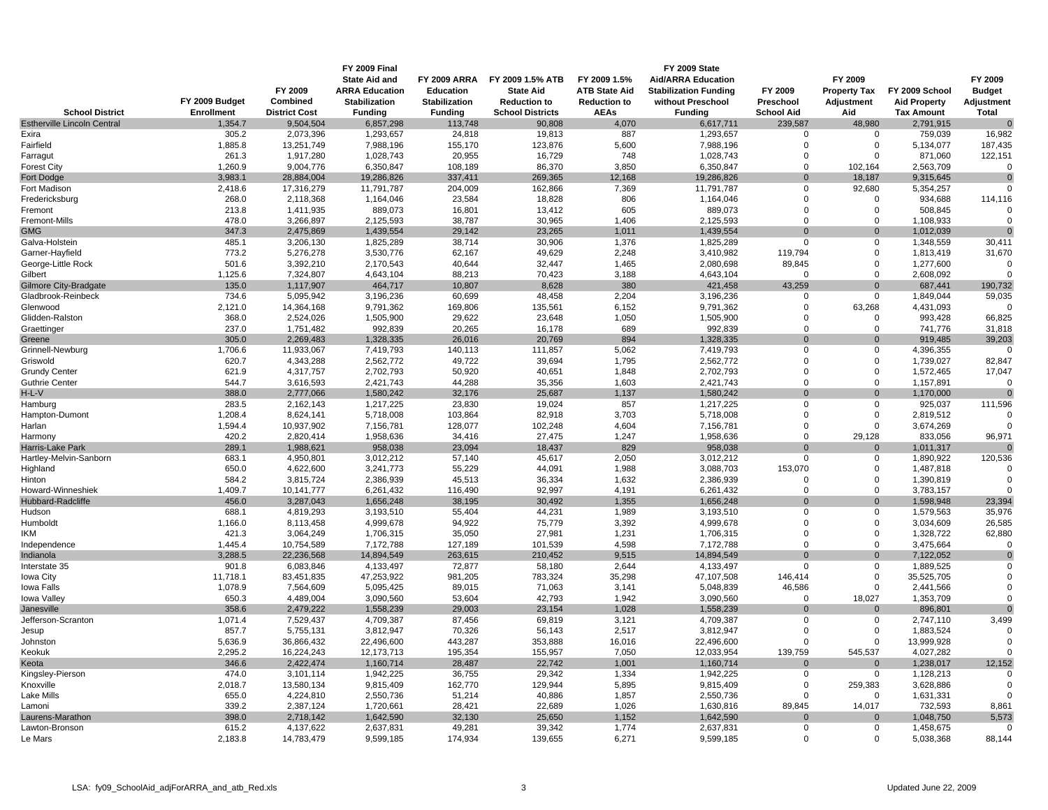| School District | FY 2009 Budget Enrollment | FY 2009 Combined District Cost | FY 2009 Final State Aid and ARRA Education Stabilization Funding | FY 2009 ARRA Education Stabilization Funding | FY 2009 1.5% ATB State Aid Reduction to School Districts | FY 2009 1.5% ATB State Aid Reduction to AEAs | FY 2009 State Aid/ARRA Education Stabilization Funding without Preschool Funding | FY 2009 Preschool School Aid | FY 2009 Property Tax Adjustment Aid | FY 2009 School Aid Property Tax Amount | FY 2009 Budget Adjustment Total |
|---|---|---|---|---|---|---|---|---|---|---|---|
| Estherville Lincoln Central | 1,354.7 | 9,504,504 | 6,857,298 | 113,748 | 90,808 | 4,070 | 6,617,711 | 239,587 | 48,980 | 2,791,915 | 0 |
| Exira | 305.2 | 2,073,396 | 1,293,657 | 24,818 | 19,813 | 887 | 1,293,657 | 0 | 0 | 759,039 | 16,982 |
| Fairfield | 1,885.8 | 13,251,749 | 7,988,196 | 155,170 | 123,876 | 5,600 | 7,988,196 | 0 | 0 | 5,134,077 | 187,435 |
| Farragut | 261.3 | 1,917,280 | 1,028,743 | 20,955 | 16,729 | 748 | 1,028,743 | 0 | 0 | 871,060 | 122,151 |
| Forest City | 1,260.9 | 9,004,776 | 6,350,847 | 108,189 | 86,370 | 3,850 | 6,350,847 | 0 | 102,164 | 2,563,709 | 0 |
| Fort Dodge | 3,983.1 | 28,884,004 | 19,286,826 | 337,411 | 269,365 | 12,168 | 19,286,826 | 0 | 18,187 | 9,315,645 | 0 |
| Fort Madison | 2,418.6 | 17,316,279 | 11,791,787 | 204,009 | 162,866 | 7,369 | 11,791,787 | 0 | 92,680 | 5,354,257 | 0 |
| Fredericksburg | 268.0 | 2,118,368 | 1,164,046 | 23,584 | 18,828 | 806 | 1,164,046 | 0 | 0 | 934,688 | 114,116 |
| Fremont | 213.8 | 1,411,935 | 889,073 | 16,801 | 13,412 | 605 | 889,073 | 0 | 0 | 508,845 | 0 |
| Fremont-Mills | 478.0 | 3,266,897 | 2,125,593 | 38,787 | 30,965 | 1,406 | 2,125,593 | 0 | 0 | 1,108,933 | 0 |
| GMG | 347.3 | 2,475,869 | 1,439,554 | 29,142 | 23,265 | 1,011 | 1,439,554 | 0 | 0 | 1,012,039 | 0 |
| Galva-Holstein | 485.1 | 3,206,130 | 1,825,289 | 38,714 | 30,906 | 1,376 | 1,825,289 | 0 | 0 | 1,348,559 | 30,411 |
| Garner-Hayfield | 773.2 | 5,276,278 | 3,530,776 | 62,167 | 49,629 | 2,248 | 3,410,982 | 119,794 | 0 | 1,813,419 | 31,670 |
| George-Little Rock | 501.6 | 3,392,210 | 2,170,543 | 40,644 | 32,447 | 1,465 | 2,080,698 | 89,845 | 0 | 1,277,600 | 0 |
| Gilbert | 1,125.6 | 7,324,807 | 4,643,104 | 88,213 | 70,423 | 3,188 | 4,643,104 | 0 | 0 | 2,608,092 | 0 |
| Gilmore City-Bradgate | 135.0 | 1,117,907 | 464,717 | 10,807 | 8,628 | 380 | 421,458 | 43,259 | 0 | 687,441 | 190,732 |
| Gladbrook-Reinbeck | 734.6 | 5,095,942 | 3,196,236 | 60,699 | 48,458 | 2,204 | 3,196,236 | 0 | 0 | 1,849,044 | 59,035 |
| Glenwood | 2,121.0 | 14,364,168 | 9,791,362 | 169,806 | 135,561 | 6,152 | 9,791,362 | 0 | 63,268 | 4,431,093 | 0 |
| Glidden-Ralston | 368.0 | 2,524,026 | 1,505,900 | 29,622 | 23,648 | 1,050 | 1,505,900 | 0 | 0 | 993,428 | 66,825 |
| Graettinger | 237.0 | 1,751,482 | 992,839 | 20,265 | 16,178 | 689 | 992,839 | 0 | 0 | 741,776 | 31,818 |
| Greene | 305.0 | 2,269,483 | 1,328,335 | 26,016 | 20,769 | 894 | 1,328,335 | 0 | 0 | 919,485 | 39,203 |
| Grinnell-Newburg | 1,706.6 | 11,933,067 | 7,419,793 | 140,113 | 111,857 | 5,062 | 7,419,793 | 0 | 0 | 4,396,355 | 0 |
| Griswold | 620.7 | 4,343,288 | 2,562,772 | 49,722 | 39,694 | 1,795 | 2,562,772 | 0 | 0 | 1,739,027 | 82,847 |
| Grundy Center | 621.9 | 4,317,757 | 2,702,793 | 50,920 | 40,651 | 1,848 | 2,702,793 | 0 | 0 | 1,572,465 | 17,047 |
| Guthrie Center | 544.7 | 3,616,593 | 2,421,743 | 44,288 | 35,356 | 1,603 | 2,421,743 | 0 | 0 | 1,157,891 | 0 |
| H-L-V | 388.0 | 2,777,066 | 1,580,242 | 32,176 | 25,687 | 1,137 | 1,580,242 | 0 | 0 | 1,170,000 | 0 |
| Hamburg | 283.5 | 2,162,143 | 1,217,225 | 23,830 | 19,024 | 857 | 1,217,225 | 0 | 0 | 925,037 | 111,596 |
| Hampton-Dumont | 1,208.4 | 8,624,141 | 5,718,008 | 103,864 | 82,918 | 3,703 | 5,718,008 | 0 | 0 | 2,819,512 | 0 |
| Harlan | 1,594.4 | 10,937,902 | 7,156,781 | 128,077 | 102,248 | 4,604 | 7,156,781 | 0 | 0 | 3,674,269 | 0 |
| Harmony | 420.2 | 2,820,414 | 1,958,636 | 34,416 | 27,475 | 1,247 | 1,958,636 | 0 | 29,128 | 833,056 | 96,971 |
| Harris-Lake Park | 289.1 | 1,988,621 | 958,038 | 23,094 | 18,437 | 829 | 958,038 | 0 | 0 | 1,011,317 | 0 |
| Hartley-Melvin-Sanborn | 683.1 | 4,950,801 | 3,012,212 | 57,140 | 45,617 | 2,050 | 3,012,212 | 0 | 0 | 1,890,922 | 120,536 |
| Highland | 650.0 | 4,622,600 | 3,241,773 | 55,229 | 44,091 | 1,988 | 3,088,703 | 153,070 | 0 | 1,487,818 | 0 |
| Hinton | 584.2 | 3,815,724 | 2,386,939 | 45,513 | 36,334 | 1,632 | 2,386,939 | 0 | 0 | 1,390,819 | 0 |
| Howard-Winneshiek | 1,409.7 | 10,141,777 | 6,261,432 | 116,490 | 92,997 | 4,191 | 6,261,432 | 0 | 0 | 3,783,157 | 0 |
| Hubbard-Radcliffe | 456.0 | 3,287,043 | 1,656,248 | 38,195 | 30,492 | 1,355 | 1,656,248 | 0 | 0 | 1,598,948 | 23,394 |
| Hudson | 688.1 | 4,819,293 | 3,193,510 | 55,404 | 44,231 | 1,989 | 3,193,510 | 0 | 0 | 1,579,563 | 35,976 |
| Humboldt | 1,166.0 | 8,113,458 | 4,999,678 | 94,922 | 75,779 | 3,392 | 4,999,678 | 0 | 0 | 3,034,609 | 26,585 |
| IKM | 421.3 | 3,064,249 | 1,706,315 | 35,050 | 27,981 | 1,231 | 1,706,315 | 0 | 0 | 1,328,722 | 62,880 |
| Independence | 1,445.4 | 10,754,589 | 7,172,788 | 127,189 | 101,539 | 4,598 | 7,172,788 | 0 | 0 | 3,475,664 | 0 |
| Indianola | 3,288.5 | 22,236,568 | 14,894,549 | 263,615 | 210,452 | 9,515 | 14,894,549 | 0 | 0 | 7,122,052 | 0 |
| Interstate 35 | 901.8 | 6,083,846 | 4,133,497 | 72,877 | 58,180 | 2,644 | 4,133,497 | 0 | 0 | 1,889,525 | 0 |
| Iowa City | 11,718.1 | 83,451,835 | 47,253,922 | 981,205 | 783,324 | 35,298 | 47,107,508 | 146,414 | 0 | 35,525,705 | 0 |
| Iowa Falls | 1,078.9 | 7,564,609 | 5,095,425 | 89,015 | 71,063 | 3,141 | 5,048,839 | 46,586 | 0 | 2,441,566 | 0 |
| Iowa Valley | 650.3 | 4,489,004 | 3,090,560 | 53,604 | 42,793 | 1,942 | 3,090,560 | 0 | 18,027 | 1,353,709 | 0 |
| Janesville | 358.6 | 2,479,222 | 1,558,239 | 29,003 | 23,154 | 1,028 | 1,558,239 | 0 | 0 | 896,801 | 0 |
| Jefferson-Scranton | 1,071.4 | 7,529,437 | 4,709,387 | 87,456 | 69,819 | 3,121 | 4,709,387 | 0 | 0 | 2,747,110 | 3,499 |
| Jesup | 857.7 | 5,755,131 | 3,812,947 | 70,326 | 56,143 | 2,517 | 3,812,947 | 0 | 0 | 1,883,524 | 0 |
| Johnston | 5,636.9 | 36,866,432 | 22,496,600 | 443,287 | 353,888 | 16,016 | 22,496,600 | 0 | 0 | 13,999,928 | 0 |
| Keokuk | 2,295.2 | 16,224,243 | 12,173,713 | 195,354 | 155,957 | 7,050 | 12,033,954 | 139,759 | 545,537 | 4,027,282 | 0 |
| Keota | 346.6 | 2,422,474 | 1,160,714 | 28,487 | 22,742 | 1,001 | 1,160,714 | 0 | 0 | 1,238,017 | 12,152 |
| Kingsley-Pierson | 474.0 | 3,101,114 | 1,942,225 | 36,755 | 29,342 | 1,334 | 1,942,225 | 0 | 0 | 1,128,213 | 0 |
| Knoxville | 2,018.7 | 13,580,134 | 9,815,409 | 162,770 | 129,944 | 5,895 | 9,815,409 | 0 | 259,383 | 3,628,886 | 0 |
| Lake Mills | 655.0 | 4,224,810 | 2,550,736 | 51,214 | 40,886 | 1,857 | 2,550,736 | 0 | 0 | 1,631,331 | 0 |
| Lamoni | 339.2 | 2,387,124 | 1,720,661 | 28,421 | 22,689 | 1,026 | 1,630,816 | 89,845 | 14,017 | 732,593 | 8,861 |
| Laurens-Marathon | 398.0 | 2,718,142 | 1,642,590 | 32,130 | 25,650 | 1,152 | 1,642,590 | 0 | 0 | 1,048,750 | 5,573 |
| Lawton-Bronson | 615.2 | 4,137,622 | 2,637,831 | 49,281 | 39,342 | 1,774 | 2,637,831 | 0 | 0 | 1,458,675 | 0 |
| Le Mars | 2,183.8 | 14,783,479 | 9,599,185 | 174,934 | 139,655 | 6,271 | 9,599,185 | 0 | 0 | 5,038,368 | 88,144 |

LSA: fy09_SchoolAid_adjForARRA_and_atb_Red.xls

Updated June 22, 2009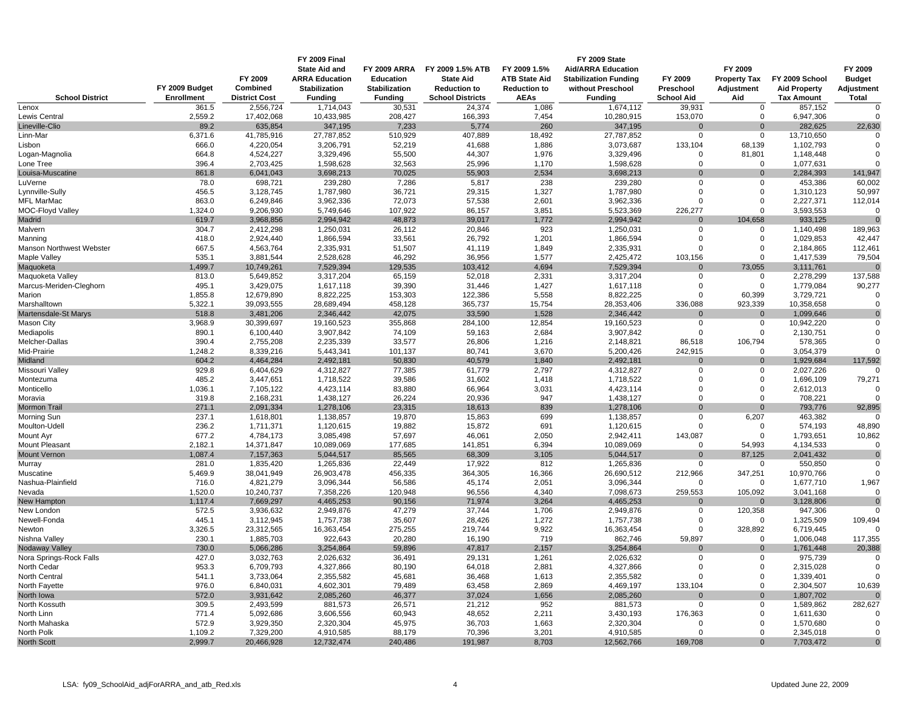| School District | FY 2009 Budget Enrollment | FY 2009 Combined District Cost | FY 2009 Final State Aid and ARRA Education Stabilization Funding | FY 2009 ARRA Education Stabilization Funding | FY 2009 1.5% ATB State Aid Reduction to School Districts | FY 2009 1.5% ATB State Aid Reduction to AEAs | FY 2009 State Aid/ARRA Education Stabilization Funding without Preschool Funding | FY 2009 Preschool School Aid | FY 2009 Property Tax Adjustment Aid | FY 2009 School Aid Property Tax Amount | FY 2009 Budget Adjustment Total |
|---|---|---|---|---|---|---|---|---|---|---|---|
| Lenox | 361.5 | 2,556,724 | 1,714,043 | 30,531 | 24,374 | 1,086 | 1,674,112 | 39,931 | 0 | 857,152 | 0 |
| Lewis Central | 2,559.2 | 17,402,068 | 10,433,985 | 208,427 | 166,393 | 7,454 | 10,280,915 | 153,070 | 0 | 6,947,306 | 0 |
| Lineville-Clio | 89.2 | 635,854 | 347,195 | 7,233 | 5,774 | 260 | 347,195 | 0 | 0 | 282,625 | 22,630 |
| Linn-Mar | 6,371.6 | 41,785,916 | 27,787,852 | 510,929 | 407,889 | 18,492 | 27,787,852 | 0 | 0 | 13,710,650 | 0 |
| Lisbon | 666.0 | 4,220,054 | 3,206,791 | 52,219 | 41,688 | 1,886 | 3,073,687 | 133,104 | 68,139 | 1,102,793 | 0 |
| Logan-Magnolia | 664.8 | 4,524,227 | 3,329,496 | 55,500 | 44,307 | 1,976 | 3,329,496 | 0 | 81,801 | 1,148,448 | 0 |
| Lone Tree | 396.4 | 2,703,425 | 1,598,628 | 32,563 | 25,996 | 1,170 | 1,598,628 | 0 | 0 | 1,077,631 | 0 |
| Louisa-Muscatine | 861.8 | 6,041,043 | 3,698,213 | 70,025 | 55,903 | 2,534 | 3,698,213 | 0 | 0 | 2,284,393 | 141,947 |
| LuVerne | 78.0 | 698,721 | 239,280 | 7,286 | 5,817 | 238 | 239,280 | 0 | 0 | 453,386 | 60,002 |
| Lynnville-Sully | 456.5 | 3,128,745 | 1,787,980 | 36,721 | 29,315 | 1,327 | 1,787,980 | 0 | 0 | 1,310,123 | 50,997 |
| MFL MarMac | 863.0 | 6,249,846 | 3,962,336 | 72,073 | 57,538 | 2,601 | 3,962,336 | 0 | 0 | 2,227,371 | 112,014 |
| MOC-Floyd Valley | 1,324.0 | 9,206,930 | 5,749,646 | 107,922 | 86,157 | 3,851 | 5,523,369 | 226,277 | 0 | 3,593,553 | 0 |
| Madrid | 619.7 | 3,968,856 | 2,994,942 | 48,873 | 39,017 | 1,772 | 2,994,942 | 0 | 104,658 | 933,125 | 0 |
| Malvern | 304.7 | 2,412,298 | 1,250,031 | 26,112 | 20,846 | 923 | 1,250,031 | 0 | 0 | 1,140,498 | 189,963 |
| Manning | 418.0 | 2,924,440 | 1,866,594 | 33,561 | 26,792 | 1,201 | 1,866,594 | 0 | 0 | 1,029,853 | 42,447 |
| Manson Northwest Webster | 667.5 | 4,563,764 | 2,335,931 | 51,507 | 41,119 | 1,849 | 2,335,931 | 0 | 0 | 2,184,865 | 112,461 |
| Maple Valley | 535.1 | 3,881,544 | 2,528,628 | 46,292 | 36,956 | 1,577 | 2,425,472 | 103,156 | 0 | 1,417,539 | 79,504 |
| Maquoketa | 1,499.7 | 10,749,261 | 7,529,394 | 129,535 | 103,412 | 4,694 | 7,529,394 | 0 | 73,055 | 3,111,761 | 0 |
| Maquoketa Valley | 813.0 | 5,649,852 | 3,317,204 | 65,159 | 52,018 | 2,331 | 3,317,204 | 0 | 0 | 2,278,299 | 137,588 |
| Marcus-Meriden-Cleghorn | 495.1 | 3,429,075 | 1,617,118 | 39,390 | 31,446 | 1,427 | 1,617,118 | 0 | 0 | 1,779,084 | 90,277 |
| Marion | 1,855.8 | 12,679,890 | 8,822,225 | 153,303 | 122,386 | 5,558 | 8,822,225 | 0 | 60,399 | 3,729,721 | 0 |
| Marshalltown | 5,322.1 | 39,093,555 | 28,689,494 | 458,128 | 365,737 | 15,754 | 28,353,406 | 336,088 | 923,339 | 10,358,658 | 0 |
| Martensdale-St Marys | 518.8 | 3,481,206 | 2,346,442 | 42,075 | 33,590 | 1,528 | 2,346,442 | 0 | 0 | 1,099,646 | 0 |
| Mason City | 3,968.9 | 30,399,697 | 19,160,523 | 355,868 | 284,100 | 12,854 | 19,160,523 | 0 | 0 | 10,942,220 | 0 |
| Mediapolis | 890.1 | 6,100,440 | 3,907,842 | 74,109 | 59,163 | 2,684 | 3,907,842 | 0 | 0 | 2,130,751 | 0 |
| Melcher-Dallas | 390.4 | 2,755,208 | 2,235,339 | 33,577 | 26,806 | 1,216 | 2,148,821 | 86,518 | 106,794 | 578,365 | 0 |
| Mid-Prairie | 1,248.2 | 8,339,216 | 5,443,341 | 101,137 | 80,741 | 3,670 | 5,200,426 | 242,915 | 0 | 3,054,379 | 0 |
| Midland | 604.2 | 4,464,284 | 2,492,181 | 50,830 | 40,579 | 1,840 | 2,492,181 | 0 | 0 | 1,929,684 | 117,592 |
| Missouri Valley | 929.8 | 6,404,629 | 4,312,827 | 77,385 | 61,779 | 2,797 | 4,312,827 | 0 | 0 | 2,027,226 | 0 |
| Montezuma | 485.2 | 3,447,651 | 1,718,522 | 39,586 | 31,602 | 1,418 | 1,718,522 | 0 | 0 | 1,696,109 | 79,271 |
| Monticello | 1,036.1 | 7,105,122 | 4,423,114 | 83,880 | 66,964 | 3,031 | 4,423,114 | 0 | 0 | 2,612,013 | 0 |
| Moravia | 319.8 | 2,168,231 | 1,438,127 | 26,224 | 20,936 | 947 | 1,438,127 | 0 | 0 | 708,221 | 0 |
| Mormon Trail | 271.1 | 2,091,334 | 1,278,106 | 23,315 | 18,613 | 839 | 1,278,106 | 0 | 0 | 793,776 | 92,895 |
| Morning Sun | 237.1 | 1,618,801 | 1,138,857 | 19,870 | 15,863 | 699 | 1,138,857 | 0 | 6,207 | 463,382 | 0 |
| Moulton-Udell | 236.2 | 1,711,371 | 1,120,615 | 19,882 | 15,872 | 691 | 1,120,615 | 0 | 0 | 574,193 | 48,890 |
| Mount Ayr | 677.2 | 4,784,173 | 3,085,498 | 57,697 | 46,061 | 2,050 | 2,942,411 | 143,087 | 0 | 1,793,651 | 10,862 |
| Mount Pleasant | 2,182.1 | 14,371,847 | 10,089,069 | 177,685 | 141,851 | 6,394 | 10,089,069 | 0 | 54,993 | 4,134,533 | 0 |
| Mount Vernon | 1,087.4 | 7,157,363 | 5,044,517 | 85,565 | 68,309 | 3,105 | 5,044,517 | 0 | 87,125 | 2,041,432 | 0 |
| Murray | 281.0 | 1,835,420 | 1,265,836 | 22,449 | 17,922 | 812 | 1,265,836 | 0 | 0 | 550,850 | 0 |
| Muscatine | 5,469.9 | 38,041,949 | 26,903,478 | 456,335 | 364,305 | 16,366 | 26,690,512 | 212,966 | 347,251 | 10,970,766 | 0 |
| Nashua-Plainfield | 716.0 | 4,821,279 | 3,096,344 | 56,586 | 45,174 | 2,051 | 3,096,344 | 0 | 0 | 1,677,710 | 1,967 |
| Nevada | 1,520.0 | 10,240,737 | 7,358,226 | 120,948 | 96,556 | 4,340 | 7,098,673 | 259,553 | 105,092 | 3,041,168 | 0 |
| New Hampton | 1,117.4 | 7,669,297 | 4,465,253 | 90,156 | 71,974 | 3,264 | 4,465,253 | 0 | 0 | 3,128,806 | 0 |
| New London | 572.5 | 3,936,632 | 2,949,876 | 47,279 | 37,744 | 1,706 | 2,949,876 | 0 | 120,358 | 947,306 | 0 |
| Newell-Fonda | 445.1 | 3,112,945 | 1,757,738 | 35,607 | 28,426 | 1,272 | 1,757,738 | 0 | 0 | 1,325,509 | 109,494 |
| Newton | 3,326.5 | 23,312,565 | 16,363,454 | 275,255 | 219,744 | 9,922 | 16,363,454 | 0 | 328,892 | 6,719,445 | 0 |
| Nishna Valley | 230.1 | 1,885,703 | 922,643 | 20,280 | 16,190 | 719 | 862,746 | 59,897 | 0 | 1,006,048 | 117,355 |
| Nodaway Valley | 730.0 | 5,066,286 | 3,254,864 | 59,896 | 47,817 | 2,157 | 3,254,864 | 0 | 0 | 1,761,448 | 20,388 |
| Nora Springs-Rock Falls | 427.0 | 3,032,763 | 2,026,632 | 36,491 | 29,131 | 1,261 | 2,026,632 | 0 | 0 | 975,739 | 0 |
| North Cedar | 953.3 | 6,709,793 | 4,327,866 | 80,190 | 64,018 | 2,881 | 4,327,866 | 0 | 0 | 2,315,028 | 0 |
| North Central | 541.1 | 3,733,064 | 2,355,582 | 45,681 | 36,468 | 1,613 | 2,355,582 | 0 | 0 | 1,339,401 | 0 |
| North Fayette | 976.0 | 6,840,031 | 4,602,301 | 79,489 | 63,458 | 2,869 | 4,469,197 | 133,104 | 0 | 2,304,507 | 10,639 |
| North Iowa | 572.0 | 3,931,642 | 2,085,260 | 46,377 | 37,024 | 1,656 | 2,085,260 | 0 | 0 | 1,807,702 | 0 |
| North Kossuth | 309.5 | 2,493,599 | 881,573 | 26,571 | 21,212 | 952 | 881,573 | 0 | 0 | 1,589,862 | 282,627 |
| North Linn | 771.4 | 5,092,686 | 3,606,556 | 60,943 | 48,652 | 2,211 | 3,430,193 | 176,363 | 0 | 1,611,630 | 0 |
| North Mahaska | 572.9 | 3,929,350 | 2,320,304 | 45,975 | 36,703 | 1,663 | 2,320,304 | 0 | 0 | 1,570,680 | 0 |
| North Polk | 1,109.2 | 7,329,200 | 4,910,585 | 88,179 | 70,396 | 3,201 | 4,910,585 | 0 | 0 | 2,345,018 | 0 |
| North Scott | 2,999.7 | 20,466,928 | 12,732,474 | 240,486 | 191,987 | 8,703 | 12,562,766 | 169,708 | 0 | 7,703,472 | 0 |

LSA: fy09_SchoolAid_adjForARRA_and_atb_Red.xls — Updated June 22, 2009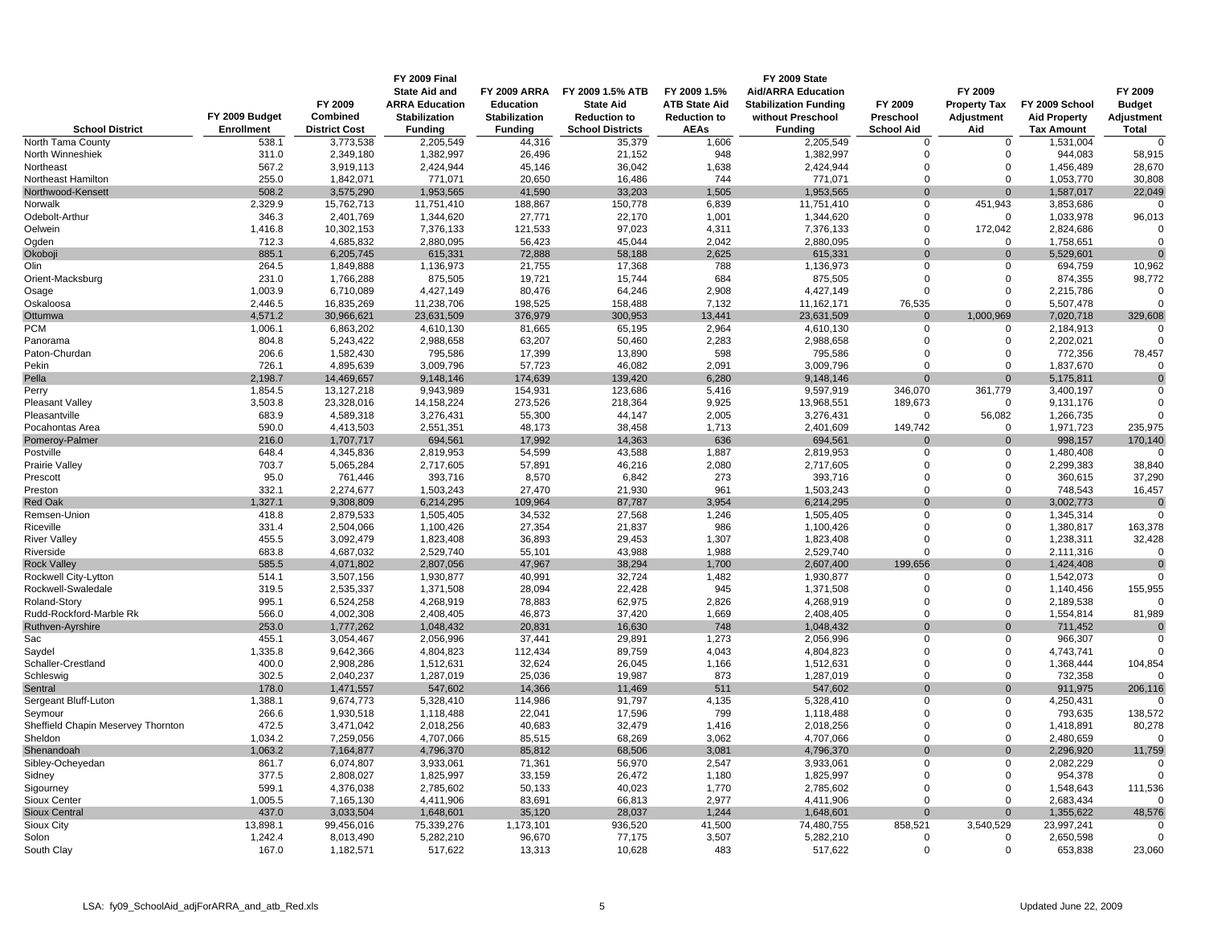| School District | FY 2009 Budget Enrollment | FY 2009 Combined District Cost | FY 2009 Final State Aid and ARRA Education Stabilization Funding | FY 2009 ARRA Education Stabilization Funding | FY 2009 1.5% ATB State Aid Reduction to School Districts | FY 2009 1.5% ATB State Aid Reduction to AEAs | FY 2009 State Aid/ARRA Education Stabilization Funding without Preschool Funding | FY 2009 Preschool School Aid | FY 2009 Property Tax Adjustment Aid | FY 2009 School Aid Property Tax Amount | FY 2009 Budget Adjustment Total |
|---|---|---|---|---|---|---|---|---|---|---|---|
| North Tama County | 538.1 | 3,773,538 | 2,205,549 | 44,316 | 35,379 | 1,606 | 2,205,549 | 0 | 0 | 1,531,004 | 0 |
| North Winneshiek | 311.0 | 2,349,180 | 1,382,997 | 26,496 | 21,152 | 948 | 1,382,997 | 0 | 0 | 944,083 | 58,915 |
| Northeast | 567.2 | 3,919,113 | 2,424,944 | 45,146 | 36,042 | 1,638 | 2,424,944 | 0 | 0 | 1,456,489 | 28,670 |
| Northeast Hamilton | 255.0 | 1,842,071 | 771,071 | 20,650 | 16,486 | 744 | 771,071 | 0 | 0 | 1,053,770 | 30,808 |
| Northwood-Kensett | 508.2 | 3,575,290 | 1,953,565 | 41,590 | 33,203 | 1,505 | 1,953,565 | 0 | 0 | 1,587,017 | 22,049 |
| Norwalk | 2,329.9 | 15,762,713 | 11,751,410 | 188,867 | 150,778 | 6,839 | 11,751,410 | 0 | 451,943 | 3,853,686 | 0 |
| Odebolt-Arthur | 346.3 | 2,401,769 | 1,344,620 | 27,771 | 22,170 | 1,001 | 1,344,620 | 0 | 0 | 1,033,978 | 96,013 |
| Oelwein | 1,416.8 | 10,302,153 | 7,376,133 | 121,533 | 97,023 | 4,311 | 7,376,133 | 0 | 172,042 | 2,824,686 | 0 |
| Ogden | 712.3 | 4,685,832 | 2,880,095 | 56,423 | 45,044 | 2,042 | 2,880,095 | 0 | 0 | 1,758,651 | 0 |
| Okoboji | 885.1 | 6,205,745 | 615,331 | 72,888 | 58,188 | 2,625 | 615,331 | 0 | 0 | 5,529,601 | 0 |
| Olin | 264.5 | 1,849,888 | 1,136,973 | 21,755 | 17,368 | 788 | 1,136,973 | 0 | 0 | 694,759 | 10,962 |
| Orient-Macksburg | 231.0 | 1,766,288 | 875,505 | 19,721 | 15,744 | 684 | 875,505 | 0 | 0 | 874,355 | 98,772 |
| Osage | 1,003.9 | 6,710,089 | 4,427,149 | 80,476 | 64,246 | 2,908 | 4,427,149 | 0 | 0 | 2,215,786 | 0 |
| Oskaloosa | 2,446.5 | 16,835,269 | 11,238,706 | 198,525 | 158,488 | 7,132 | 11,162,171 | 76,535 | 0 | 5,507,478 | 0 |
| Ottumwa | 4,571.2 | 30,966,621 | 23,631,509 | 376,979 | 300,953 | 13,441 | 23,631,509 | 0 | 1,000,969 | 7,020,718 | 329,608 |
| PCM | 1,006.1 | 6,863,202 | 4,610,130 | 81,665 | 65,195 | 2,964 | 4,610,130 | 0 | 0 | 2,184,913 | 0 |
| Panorama | 804.8 | 5,243,422 | 2,988,658 | 63,207 | 50,460 | 2,283 | 2,988,658 | 0 | 0 | 2,202,021 | 0 |
| Paton-Churdan | 206.6 | 1,582,430 | 795,586 | 17,399 | 13,890 | 598 | 795,586 | 0 | 0 | 772,356 | 78,457 |
| Pekin | 726.1 | 4,895,639 | 3,009,796 | 57,723 | 46,082 | 2,091 | 3,009,796 | 0 | 0 | 1,837,670 | 0 |
| Pella | 2,198.7 | 14,469,657 | 9,148,146 | 174,639 | 139,420 | 6,280 | 9,148,146 | 0 | 0 | 5,175,811 | 0 |
| Perry | 1,854.5 | 13,127,218 | 9,943,989 | 154,931 | 123,686 | 5,416 | 9,597,919 | 346,070 | 361,779 | 3,400,197 | 0 |
| Pleasant Valley | 3,503.8 | 23,328,016 | 14,158,224 | 273,526 | 218,364 | 9,925 | 13,968,551 | 189,673 | 0 | 9,131,176 | 0 |
| Pleasantville | 683.9 | 4,589,318 | 3,276,431 | 55,300 | 44,147 | 2,005 | 3,276,431 | 0 | 56,082 | 1,266,735 | 0 |
| Pocahontas Area | 590.0 | 4,413,503 | 2,551,351 | 48,173 | 38,458 | 1,713 | 2,401,609 | 149,742 | 0 | 1,971,723 | 235,975 |
| Pomeroy-Palmer | 216.0 | 1,707,717 | 694,561 | 17,992 | 14,363 | 636 | 694,561 | 0 | 0 | 998,157 | 170,140 |
| Postville | 648.4 | 4,345,836 | 2,819,953 | 54,599 | 43,588 | 1,887 | 2,819,953 | 0 | 0 | 1,480,408 | 0 |
| Prairie Valley | 703.7 | 5,065,284 | 2,717,605 | 57,891 | 46,216 | 2,080 | 2,717,605 | 0 | 0 | 2,299,383 | 38,840 |
| Prescott | 95.0 | 761,446 | 393,716 | 8,570 | 6,842 | 273 | 393,716 | 0 | 0 | 360,615 | 37,290 |
| Preston | 332.1 | 2,274,677 | 1,503,243 | 27,470 | 21,930 | 961 | 1,503,243 | 0 | 0 | 748,543 | 16,457 |
| Red Oak | 1,327.1 | 9,308,809 | 6,214,295 | 109,964 | 87,787 | 3,954 | 6,214,295 | 0 | 0 | 3,002,773 | 0 |
| Remsen-Union | 418.8 | 2,879,533 | 1,505,405 | 34,532 | 27,568 | 1,246 | 1,505,405 | 0 | 0 | 1,345,314 | 0 |
| Riceville | 331.4 | 2,504,066 | 1,100,426 | 27,354 | 21,837 | 986 | 1,100,426 | 0 | 0 | 1,380,817 | 163,378 |
| River Valley | 455.5 | 3,092,479 | 1,823,408 | 36,893 | 29,453 | 1,307 | 1,823,408 | 0 | 0 | 1,238,311 | 32,428 |
| Riverside | 683.8 | 4,687,032 | 2,529,740 | 55,101 | 43,988 | 1,988 | 2,529,740 | 0 | 0 | 2,111,316 | 0 |
| Rock Valley | 585.5 | 4,071,802 | 2,807,056 | 47,967 | 38,294 | 1,700 | 2,607,400 | 199,656 | 0 | 1,424,408 | 0 |
| Rockwell City-Lytton | 514.1 | 3,507,156 | 1,930,877 | 40,991 | 32,724 | 1,482 | 1,930,877 | 0 | 0 | 1,542,073 | 0 |
| Rockwell-Swaledale | 319.5 | 2,535,337 | 1,371,508 | 28,094 | 22,428 | 945 | 1,371,508 | 0 | 0 | 1,140,456 | 155,955 |
| Roland-Story | 995.1 | 6,524,258 | 4,268,919 | 78,883 | 62,975 | 2,826 | 4,268,919 | 0 | 0 | 2,189,538 | 0 |
| Rudd-Rockford-Marble Rk | 566.0 | 4,002,308 | 2,408,405 | 46,873 | 37,420 | 1,669 | 2,408,405 | 0 | 0 | 1,554,814 | 81,989 |
| Ruthven-Ayrshire | 253.0 | 1,777,262 | 1,048,432 | 20,831 | 16,630 | 748 | 1,048,432 | 0 | 0 | 711,452 | 0 |
| Sac | 455.1 | 3,054,467 | 2,056,996 | 37,441 | 29,891 | 1,273 | 2,056,996 | 0 | 0 | 966,307 | 0 |
| Saydel | 1,335.8 | 9,642,366 | 4,804,823 | 112,434 | 89,759 | 4,043 | 4,804,823 | 0 | 0 | 4,743,741 | 0 |
| Schaller-Crestland | 400.0 | 2,908,286 | 1,512,631 | 32,624 | 26,045 | 1,166 | 1,512,631 | 0 | 0 | 1,368,444 | 104,854 |
| Schleswig | 302.5 | 2,040,237 | 1,287,019 | 25,036 | 19,987 | 873 | 1,287,019 | 0 | 0 | 732,358 | 0 |
| Sentral | 178.0 | 1,471,557 | 547,602 | 14,366 | 11,469 | 511 | 547,602 | 0 | 0 | 911,975 | 206,116 |
| Sergeant Bluff-Luton | 1,388.1 | 9,674,773 | 5,328,410 | 114,986 | 91,797 | 4,135 | 5,328,410 | 0 | 0 | 4,250,431 | 0 |
| Seymour | 266.6 | 1,930,518 | 1,118,488 | 22,041 | 17,596 | 799 | 1,118,488 | 0 | 0 | 793,635 | 138,572 |
| Sheffield Chapin Meservey Thornton | 472.5 | 3,471,042 | 2,018,256 | 40,683 | 32,479 | 1,416 | 2,018,256 | 0 | 0 | 1,418,891 | 80,278 |
| Sheldon | 1,034.2 | 7,259,056 | 4,707,066 | 85,515 | 68,269 | 3,062 | 4,707,066 | 0 | 0 | 2,480,659 | 0 |
| Shenandoah | 1,063.2 | 7,164,877 | 4,796,370 | 85,812 | 68,506 | 3,081 | 4,796,370 | 0 | 0 | 2,296,920 | 11,759 |
| Sibley-Ocheyedan | 861.7 | 6,074,807 | 3,933,061 | 71,361 | 56,970 | 2,547 | 3,933,061 | 0 | 0 | 2,082,229 | 0 |
| Sidney | 377.5 | 2,808,027 | 1,825,997 | 33,159 | 26,472 | 1,180 | 1,825,997 | 0 | 0 | 954,378 | 0 |
| Sigourney | 599.1 | 4,376,038 | 2,785,602 | 50,133 | 40,023 | 1,770 | 2,785,602 | 0 | 0 | 1,548,643 | 111,536 |
| Sioux Center | 1,005.5 | 7,165,130 | 4,411,906 | 83,691 | 66,813 | 2,977 | 4,411,906 | 0 | 0 | 2,683,434 | 0 |
| Sioux Central | 437.0 | 3,033,504 | 1,648,601 | 35,120 | 28,037 | 1,244 | 1,648,601 | 0 | 0 | 1,355,622 | 48,576 |
| Sioux City | 13,898.1 | 99,456,016 | 75,339,276 | 1,173,101 | 936,520 | 41,500 | 74,480,755 | 858,521 | 3,540,529 | 23,997,241 | 0 |
| Solon | 1,242.4 | 8,013,490 | 5,282,210 | 96,670 | 77,175 | 3,507 | 5,282,210 | 0 | 0 | 2,650,598 | 0 |
| South Clay | 167.0 | 1,182,571 | 517,622 | 13,313 | 10,628 | 483 | 517,622 | 0 | 0 | 653,838 | 23,060 |

LSA: fy09_SchoolAid_adjForARRA_and_atb_Red.xls — Updated June 22, 2009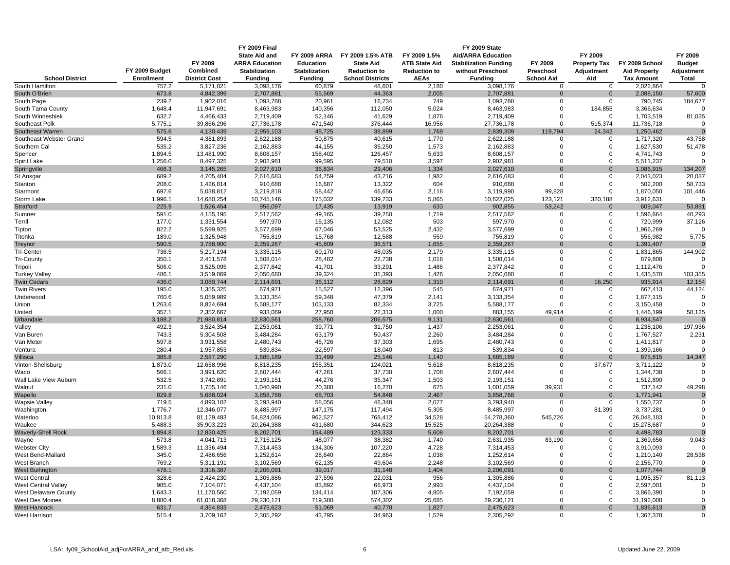| School District | FY 2009 Budget Enrollment | FY 2009 Combined District Cost | FY 2009 Final State Aid and ARRA Education Stabilization Funding | FY 2009 ARRA Education Stabilization Funding | FY 2009 1.5% ATB State Aid Reduction to School Districts | FY 2009 1.5% ATB State Aid Reduction to AEAs | FY 2009 State Aid/ARRA Education Stabilization Funding without Preschool Funding | FY 2009 Preschool School Aid | FY 2009 Property Tax Adjustment Aid | FY 2009 School Aid Property Tax Amount | FY 2009 Budget Adjustment Total |
|---|---|---|---|---|---|---|---|---|---|---|---|
| South Hamilton | 757.2 | 5,171,821 | 3,098,176 | 60,879 | 48,601 | 2,180 | 3,098,176 | 0 | 0 | 2,022,864 | 0 |
| South O'Brien | 673.8 | 4,842,399 | 2,707,881 | 55,569 | 44,363 | 2,005 | 2,707,881 | 0 | 0 | 2,088,150 | 57,600 |
| South Page | 239.2 | 1,902,016 | 1,093,788 | 20,961 | 16,734 | 749 | 1,093,788 | 0 | 0 | 790,745 | 184,677 |
| South Tama County | 1,648.4 | 11,947,691 | 8,463,983 | 140,356 | 112,050 | 5,024 | 8,463,983 | 0 | 184,855 | 3,366,634 | 0 |
| South Winneshiek | 632.7 | 4,466,433 | 2,719,409 | 52,146 | 41,629 | 1,876 | 2,719,409 | 0 | 0 | 1,703,519 | 81,035 |
| Southeast Polk | 5,775.1 | 39,866,296 | 27,736,178 | 471,540 | 376,444 | 16,956 | 27,736,178 | 0 | 515,374 | 11,736,718 | 0 |
| Southeast Warren | 575.6 | 4,130,439 | 2,959,103 | 48,725 | 38,899 | 1,769 | 2,839,309 | 119,794 | 24,342 | 1,250,462 | 0 |
| Southeast Webster Grand | 594.5 | 4,381,893 | 2,622,188 | 50,875 | 40,615 | 1,770 | 2,622,188 | 0 | 0 | 1,717,320 | 43,758 |
| Southern Cal | 535.2 | 3,827,236 | 2,162,883 | 44,155 | 35,250 | 1,573 | 2,162,883 | 0 | 0 | 1,627,530 | 51,478 |
| Spencer | 1,894.5 | 13,481,990 | 8,608,157 | 158,402 | 126,457 | 5,633 | 8,608,157 | 0 | 0 | 4,741,743 | 0 |
| Spirit Lake | 1,256.0 | 8,497,325 | 2,902,981 | 99,595 | 79,510 | 3,597 | 2,902,981 | 0 | 0 | 5,511,237 | 0 |
| Springville | 466.3 | 3,145,265 | 2,027,610 | 36,834 | 29,406 | 1,334 | 2,027,610 | 0 | 0 | 1,086,915 | 134,207 |
| St Ansgar | 689.2 | 4,705,404 | 2,616,683 | 54,759 | 43,716 | 1,982 | 2,616,683 | 0 | 0 | 2,043,023 | 20,037 |
| Stanton | 208.0 | 1,426,814 | 910,688 | 16,687 | 13,322 | 604 | 910,688 | 0 | 0 | 502,200 | 58,733 |
| Starmont | 697.6 | 5,038,812 | 3,219,818 | 58,442 | 46,656 | 2,116 | 3,119,990 | 99,828 | 0 | 1,870,050 | 101,446 |
| Storm Lake | 1,996.1 | 14,680,254 | 10,745,146 | 175,032 | 139,733 | 5,865 | 10,622,025 | 123,121 | 320,188 | 3,912,631 | 0 |
| Stratford | 225.9 | 1,526,454 | 956,097 | 17,435 | 13,919 | 633 | 902,855 | 53,242 | 0 | 609,047 | 53,891 |
| Sumner | 591.0 | 4,155,195 | 2,517,562 | 49,165 | 39,250 | 1,719 | 2,517,562 | 0 | 0 | 1,596,664 | 40,293 |
| Terril | 177.0 | 1,331,554 | 597,970 | 15,135 | 12,082 | 503 | 597,970 | 0 | 0 | 720,999 | 37,126 |
| Tipton | 822.2 | 5,599,925 | 3,577,699 | 67,046 | 53,525 | 2,432 | 3,577,699 | 0 | 0 | 1,966,269 | 0 |
| Titonka | 189.0 | 1,325,948 | 755,819 | 15,768 | 12,588 | 559 | 755,819 | 0 | 0 | 556,982 | 5,775 |
| Treynor | 590.5 | 3,788,900 | 2,359,267 | 45,809 | 36,571 | 1,655 | 2,359,267 | 0 | 0 | 1,391,407 | 0 |
| Tri-Center | 736.5 | 5,217,194 | 3,335,115 | 60,170 | 48,035 | 2,179 | 3,335,115 | 0 | 0 | 1,831,865 | 144,902 |
| Tri-County | 350.1 | 2,411,578 | 1,508,014 | 28,482 | 22,738 | 1,018 | 1,508,014 | 0 | 0 | 879,808 | 0 |
| Tripoli | 506.0 | 3,525,095 | 2,377,842 | 41,701 | 33,291 | 1,486 | 2,377,842 | 0 | 0 | 1,112,476 | 0 |
| Turkey Valley | 486.1 | 3,519,069 | 2,050,680 | 39,324 | 31,393 | 1,426 | 2,050,680 | 0 | 0 | 1,435,570 | 103,355 |
| Twin Cedars | 436.0 | 3,080,744 | 2,114,691 | 36,112 | 28,829 | 1,310 | 2,114,691 | 0 | 16,250 | 935,914 | 12,154 |
| Twin Rivers | 195.0 | 1,355,325 | 674,971 | 15,527 | 12,396 | 545 | 674,971 | 0 | 0 | 667,413 | 44,124 |
| Underwood | 760.6 | 5,059,989 | 3,133,354 | 59,348 | 47,379 | 2,141 | 3,133,354 | 0 | 0 | 1,877,115 | 0 |
| Union | 1,263.6 | 8,824,694 | 5,588,177 | 103,133 | 82,334 | 3,725 | 5,588,177 | 0 | 0 | 3,150,458 | 0 |
| United | 357.1 | 2,352,667 | 933,069 | 27,950 | 22,313 | 1,000 | 883,155 | 49,914 | 0 | 1,446,199 | 58,125 |
| Urbandale | 3,188.2 | 21,980,814 | 12,830,561 | 258,760 | 206,575 | 9,131 | 12,830,561 | 0 | 0 | 8,934,547 | 0 |
| Valley | 492.3 | 3,524,354 | 2,253,061 | 39,771 | 31,750 | 1,437 | 2,253,061 | 0 | 0 | 1,238,106 | 197,936 |
| Van Buren | 743.3 | 5,304,508 | 3,484,284 | 63,179 | 50,437 | 2,260 | 3,484,284 | 0 | 0 | 1,767,527 | 2,231 |
| Van Meter | 597.8 | 3,931,558 | 2,480,743 | 46,726 | 37,303 | 1,695 | 2,480,743 | 0 | 0 | 1,411,817 | 0 |
| Ventura | 280.4 | 1,957,853 | 539,834 | 22,597 | 18,040 | 813 | 539,834 | 0 | 0 | 1,399,166 | 0 |
| Villisca | 385.8 | 2,587,290 | 1,685,189 | 31,499 | 25,146 | 1,140 | 1,685,189 | 0 | 0 | 875,815 | 14,347 |
| Vinton-Shellsburg | 1,873.0 | 12,658,996 | 8,818,235 | 155,351 | 124,021 | 5,618 | 8,818,235 | 0 | 37,677 | 3,711,122 | 0 |
| Waco | 566.1 | 3,991,620 | 2,607,444 | 47,261 | 37,730 | 1,708 | 2,607,444 | 0 | 0 | 1,344,738 | 0 |
| Wall Lake View Auburn | 532.5 | 3,742,891 | 2,193,151 | 44,276 | 35,347 | 1,503 | 2,193,151 | 0 | 0 | 1,512,890 | 0 |
| Walnut | 231.0 | 1,755,146 | 1,040,990 | 20,380 | 16,270 | 675 | 1,001,059 | 39,931 | 0 | 737,142 | 49,298 |
| Wapello | 829.8 | 5,688,024 | 3,858,768 | 68,703 | 54,848 | 2,467 | 3,858,768 | 0 | 0 | 1,771,941 | 0 |
| Wapsie Valley | 719.5 | 4,893,102 | 3,293,940 | 58,056 | 46,348 | 2,077 | 3,293,940 | 0 | 0 | 1,550,737 | 0 |
| Washington | 1,776.7 | 12,346,077 | 8,485,997 | 147,175 | 117,494 | 5,305 | 8,485,997 | 0 | 81,399 | 3,737,281 | 0 |
| Waterloo | 10,813.8 | 81,129,483 | 54,824,086 | 962,527 | 768,412 | 34,528 | 54,278,360 | 545,726 | 0 | 26,048,183 | 0 |
| Waukee | 5,488.3 | 35,903,223 | 20,264,388 | 431,680 | 344,623 | 15,525 | 20,264,388 | 0 | 0 | 15,278,687 | 0 |
| Waverly-Shell Rock | 1,894.8 | 12,830,425 | 8,202,701 | 154,489 | 123,333 | 5,608 | 8,202,701 | 0 | 0 | 4,498,783 | 0 |
| Wayne | 573.8 | 4,041,713 | 2,715,125 | 48,077 | 38,382 | 1,740 | 2,631,935 | 83,190 | 0 | 1,369,656 | 9,043 |
| Webster City | 1,589.3 | 11,336,494 | 7,314,453 | 134,306 | 107,220 | 4,728 | 7,314,453 | 0 | 0 | 3,910,093 | 0 |
| West Bend-Mallard | 345.0 | 2,486,656 | 1,252,614 | 28,640 | 22,864 | 1,038 | 1,252,614 | 0 | 0 | 1,210,140 | 28,538 |
| West Branch | 769.2 | 5,311,191 | 3,102,569 | 62,135 | 49,604 | 2,248 | 3,102,569 | 0 | 0 | 2,156,770 | 0 |
| West Burlington | 478.1 | 3,316,387 | 2,206,091 | 39,017 | 31,148 | 1,404 | 2,206,091 | 0 | 0 | 1,077,744 | 0 |
| West Central | 328.6 | 2,424,230 | 1,305,886 | 27,596 | 22,031 | 956 | 1,305,886 | 0 | 0 | 1,095,357 | 81,113 |
| West Central Valley | 985.0 | 7,104,071 | 4,437,104 | 83,892 | 66,973 | 2,993 | 4,437,104 | 0 | 0 | 2,597,001 | 0 |
| West Delaware County | 1,643.3 | 11,170,560 | 7,192,059 | 134,414 | 107,306 | 4,805 | 7,192,059 | 0 | 0 | 3,866,390 | 0 |
| West Des Moines | 8,880.4 | 61,018,368 | 29,230,121 | 719,380 | 574,302 | 25,685 | 29,230,121 | 0 | 0 | 31,192,008 | 0 |
| West Hancock | 631.7 | 4,354,833 | 2,475,623 | 51,069 | 40,770 | 1,827 | 2,475,623 | 0 | 0 | 1,836,613 | 0 |
| West Harrison | 515.4 | 3,709,162 | 2,305,292 | 43,795 | 34,963 | 1,529 | 2,305,292 | 0 | 0 | 1,367,378 | 0 |

LSA: fy09_SchoolAid_adjForARRA_and_atb_Red.xls

Updated June 22, 2009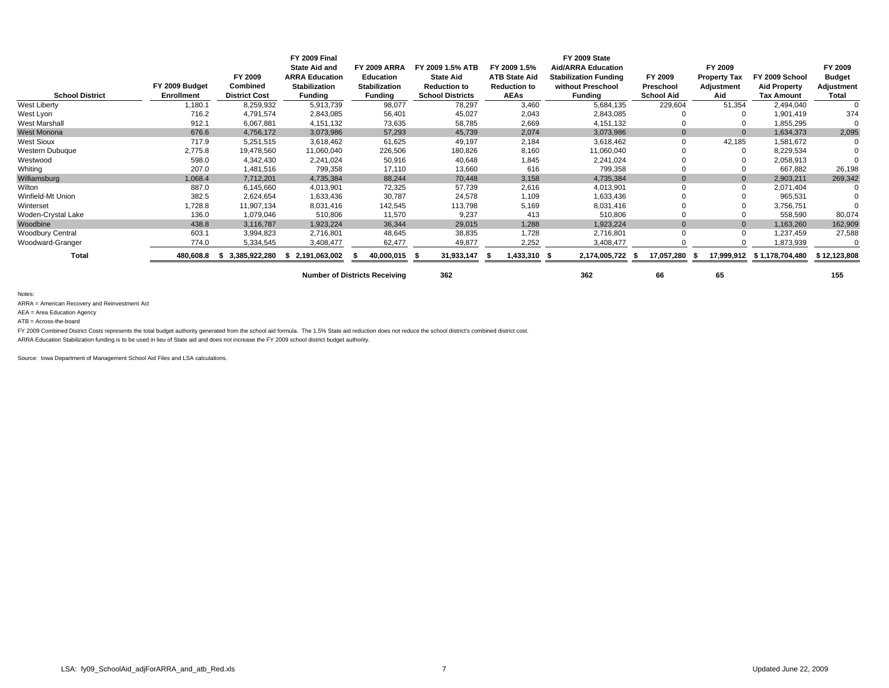| School District | FY 2009 Budget Enrollment | FY 2009 Combined District Cost | FY 2009 Final State Aid and ARRA Education Stabilization Funding | FY 2009 ARRA Education Stabilization Funding | FY 2009 1.5% ATB State Aid Reduction to School Districts | FY 2009 1.5% ATB State Aid Reduction to AEAs | FY 2009 State Aid/ARRA Education Stabilization Funding without Preschool Funding | FY 2009 Preschool School Aid | FY 2009 Property Tax Adjustment Aid | FY 2009 School Aid Property Tax Amount | FY 2009 Budget Adjustment Total |
|---|---|---|---|---|---|---|---|---|---|---|---|
| West Liberty | 1,180.1 | 8,259,932 | 5,913,739 | 98,077 | 78,297 | 3,460 | 5,684,135 | 229,604 | 51,354 | 2,494,040 | 0 |
| West Lyon | 716.2 | 4,791,574 | 2,843,085 | 56,401 | 45,027 | 2,043 | 2,843,085 | 0 | 0 | 1,901,419 | 374 |
| West Marshall | 912.1 | 6,067,881 | 4,151,132 | 73,635 | 58,785 | 2,669 | 4,151,132 | 0 | 0 | 1,855,295 | 0 |
| West Monona | 676.6 | 4,756,172 | 3,073,986 | 57,293 | 45,739 | 2,074 | 3,073,986 | 0 | 0 | 1,634,373 | 2,095 |
| West Sioux | 717.9 | 5,251,515 | 3,618,462 | 61,625 | 49,197 | 2,184 | 3,618,462 | 0 | 42,185 | 1,581,672 | 0 |
| Western Dubuque | 2,775.8 | 19,478,560 | 11,060,040 | 226,506 | 180,826 | 8,160 | 11,060,040 | 0 | 0 | 8,229,534 | 0 |
| Westwood | 598.0 | 4,342,430 | 2,241,024 | 50,916 | 40,648 | 1,845 | 2,241,024 | 0 | 0 | 2,058,913 | 0 |
| Whiting | 207.0 | 1,481,516 | 799,358 | 17,110 | 13,660 | 616 | 799,358 | 0 | 0 | 667,882 | 26,198 |
| Williamsburg | 1,068.4 | 7,712,201 | 4,735,384 | 88,244 | 70,448 | 3,158 | 4,735,384 | 0 | 0 | 2,903,211 | 269,342 |
| Wilton | 887.0 | 6,145,660 | 4,013,901 | 72,325 | 57,739 | 2,616 | 4,013,901 | 0 | 0 | 2,071,404 | 0 |
| Winfield-Mt Union | 382.5 | 2,624,654 | 1,633,436 | 30,787 | 24,578 | 1,109 | 1,633,436 | 0 | 0 | 965,531 | 0 |
| Winterset | 1,728.8 | 11,907,134 | 8,031,416 | 142,545 | 113,798 | 5,169 | 8,031,416 | 0 | 0 | 3,756,751 | 0 |
| Woden-Crystal Lake | 136.0 | 1,079,046 | 510,806 | 11,570 | 9,237 | 413 | 510,806 | 0 | 0 | 558,590 | 80,074 |
| Woodbine | 438.8 | 3,116,787 | 1,923,224 | 36,344 | 29,015 | 1,288 | 1,923,224 | 0 | 0 | 1,163,260 | 162,909 |
| Woodbury Central | 603.1 | 3,994,823 | 2,716,801 | 48,645 | 38,835 | 1,728 | 2,716,801 | 0 | 0 | 1,237,459 | 27,588 |
| Woodward-Granger | 774.0 | 5,334,545 | 3,408,477 | 62,477 | 49,877 | 2,252 | 3,408,477 | 0 | 0 | 1,873,939 | 0 |
| **Total** | **480,608.8** | **$ 3,385,922,280** | **$ 2,191,063,002** | **$ 40,000,015** | **$ 31,933,147** | **$ 1,433,310** | **$ 2,174,005,722** | **$ 17,057,280** | **$ 17,999,912** | **$ 1,178,704,480** | **$ 12,123,808** |
| | | | **Number of Districts Receiving** | | **362** | | **362** | **66** | **65** | | **155** |

Notes:

ARRA = American Recovery and Reinvestment Act

AEA = Area Education Agency

ATB = Across-the-board

FY 2009 Combined District Costs represents the total budget authority generated from the school aid formula. The 1.5% State aid reduction does not reduce the school district's combined district cost.

ARRA Education Stabilization funding is to be used in lieu of State aid and does not increase the FY 2009 school district budget authority.

Source: Iowa Department of Management School Aid Files and LSA calculations.